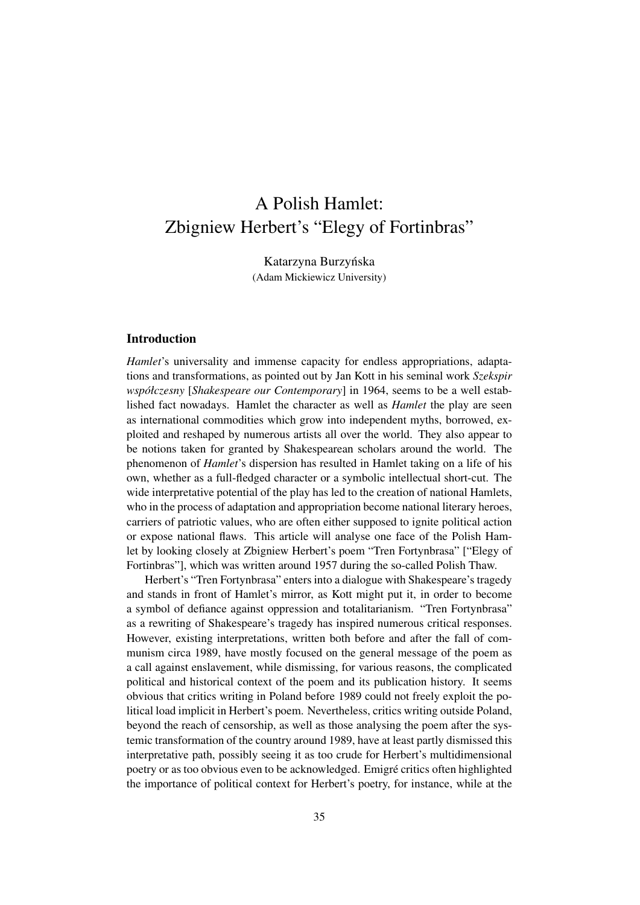# A Polish Hamlet: Zbigniew Herbert's "Elegy of Fortinbras"

Katarzyna Burzyńska
(Adam Mickiewicz University)

## Introduction

*Hamlet*'s universality and immense capacity for endless appropriations, adaptations and transformations, as pointed out by Jan Kott in his seminal work *Szekspir współczesny* [*Shakespeare our Contemporary*] in 1964, seems to be a well established fact nowadays. Hamlet the character as well as *Hamlet* the play are seen as international commodities which grow into independent myths, borrowed, exploited and reshaped by numerous artists all over the world. They also appear to be notions taken for granted by Shakespearean scholars around the world. The phenomenon of *Hamlet*'s dispersion has resulted in Hamlet taking on a life of his own, whether as a full-fledged character or a symbolic intellectual short-cut. The wide interpretative potential of the play has led to the creation of national Hamlets, who in the process of adaptation and appropriation become national literary heroes, carriers of patriotic values, who are often either supposed to ignite political action or expose national flaws. This article will analyse one face of the Polish Hamlet by looking closely at Zbigniew Herbert's poem "Tren Fortynbrasa" ["Elegy of Fortinbras"], which was written around 1957 during the so-called Polish Thaw.

Herbert's "Tren Fortynbrasa" enters into a dialogue with Shakespeare's tragedy and stands in front of Hamlet's mirror, as Kott might put it, in order to become a symbol of defiance against oppression and totalitarianism. "Tren Fortynbrasa" as a rewriting of Shakespeare's tragedy has inspired numerous critical responses. However, existing interpretations, written both before and after the fall of communism circa 1989, have mostly focused on the general message of the poem as a call against enslavement, while dismissing, for various reasons, the complicated political and historical context of the poem and its publication history. It seems obvious that critics writing in Poland before 1989 could not freely exploit the political load implicit in Herbert's poem. Nevertheless, critics writing outside Poland, beyond the reach of censorship, as well as those analysing the poem after the systemic transformation of the country around 1989, have at least partly dismissed this interpretative path, possibly seeing it as too crude for Herbert's multidimensional poetry or as too obvious even to be acknowledged. Emigré critics often highlighted the importance of political context for Herbert's poetry, for instance, while at the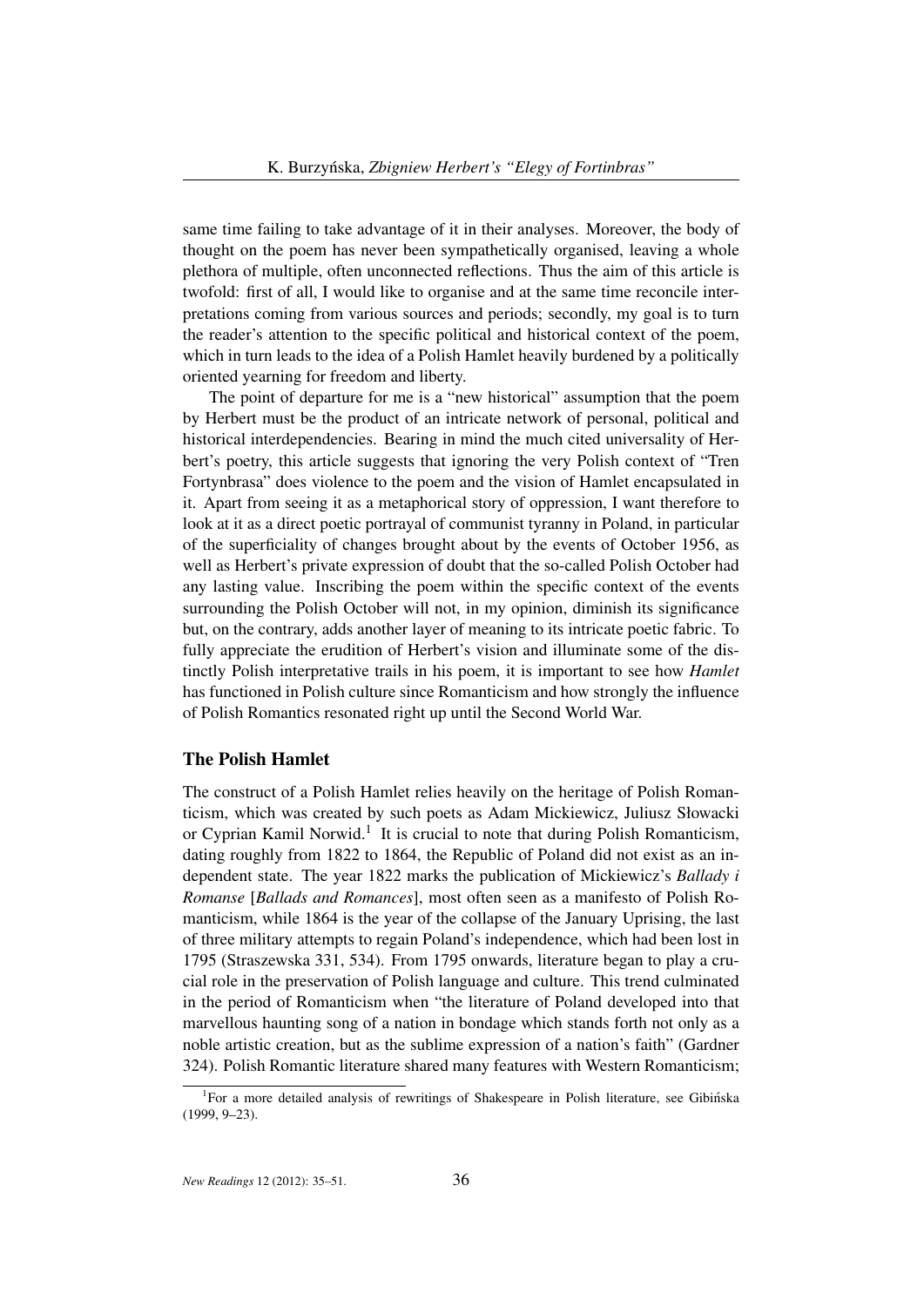same time failing to take advantage of it in their analyses. Moreover, the body of thought on the poem has never been sympathetically organised, leaving a whole plethora of multiple, often unconnected reflections. Thus the aim of this article is twofold: first of all, I would like to organise and at the same time reconcile interpretations coming from various sources and periods; secondly, my goal is to turn the reader's attention to the specific political and historical context of the poem, which in turn leads to the idea of a Polish Hamlet heavily burdened by a politically oriented yearning for freedom and liberty.

The point of departure for me is a "new historical" assumption that the poem by Herbert must be the product of an intricate network of personal, political and historical interdependencies. Bearing in mind the much cited universality of Herbert's poetry, this article suggests that ignoring the very Polish context of "Tren Fortynbrasa" does violence to the poem and the vision of Hamlet encapsulated in it. Apart from seeing it as a metaphorical story of oppression, I want therefore to look at it as a direct poetic portrayal of communist tyranny in Poland, in particular of the superficiality of changes brought about by the events of October 1956, as well as Herbert's private expression of doubt that the so-called Polish October had any lasting value. Inscribing the poem within the specific context of the events surrounding the Polish October will not, in my opinion, diminish its significance but, on the contrary, adds another layer of meaning to its intricate poetic fabric. To fully appreciate the erudition of Herbert's vision and illuminate some of the distinctly Polish interpretative trails in his poem, it is important to see how *Hamlet* has functioned in Polish culture since Romanticism and how strongly the influence of Polish Romantics resonated right up until the Second World War.

## The Polish Hamlet

The construct of a Polish Hamlet relies heavily on the heritage of Polish Romanticism, which was created by such poets as Adam Mickiewicz, Juliusz Słowacki or Cyprian Kamil Norwid.[1] It is crucial to note that during Polish Romanticism, dating roughly from 1822 to 1864, the Republic of Poland did not exist as an independent state. The year 1822 marks the publication of Mickiewicz's *Ballady i Romanse* [*Ballads and Romances*], most often seen as a manifesto of Polish Romanticism, while 1864 is the year of the collapse of the January Uprising, the last of three military attempts to regain Poland's independence, which had been lost in 1795 (Straszewska 331, 534). From 1795 onwards, literature began to play a crucial role in the preservation of Polish language and culture. This trend culminated in the period of Romanticism when "the literature of Poland developed into that marvellous haunting song of a nation in bondage which stands forth not only as a noble artistic creation, but as the sublime expression of a nation's faith" (Gardner 324). Polish Romantic literature shared many features with Western Romanticism;

[1] For a more detailed analysis of rewritings of Shakespeare in Polish literature, see Gibińska (1999, 9–23).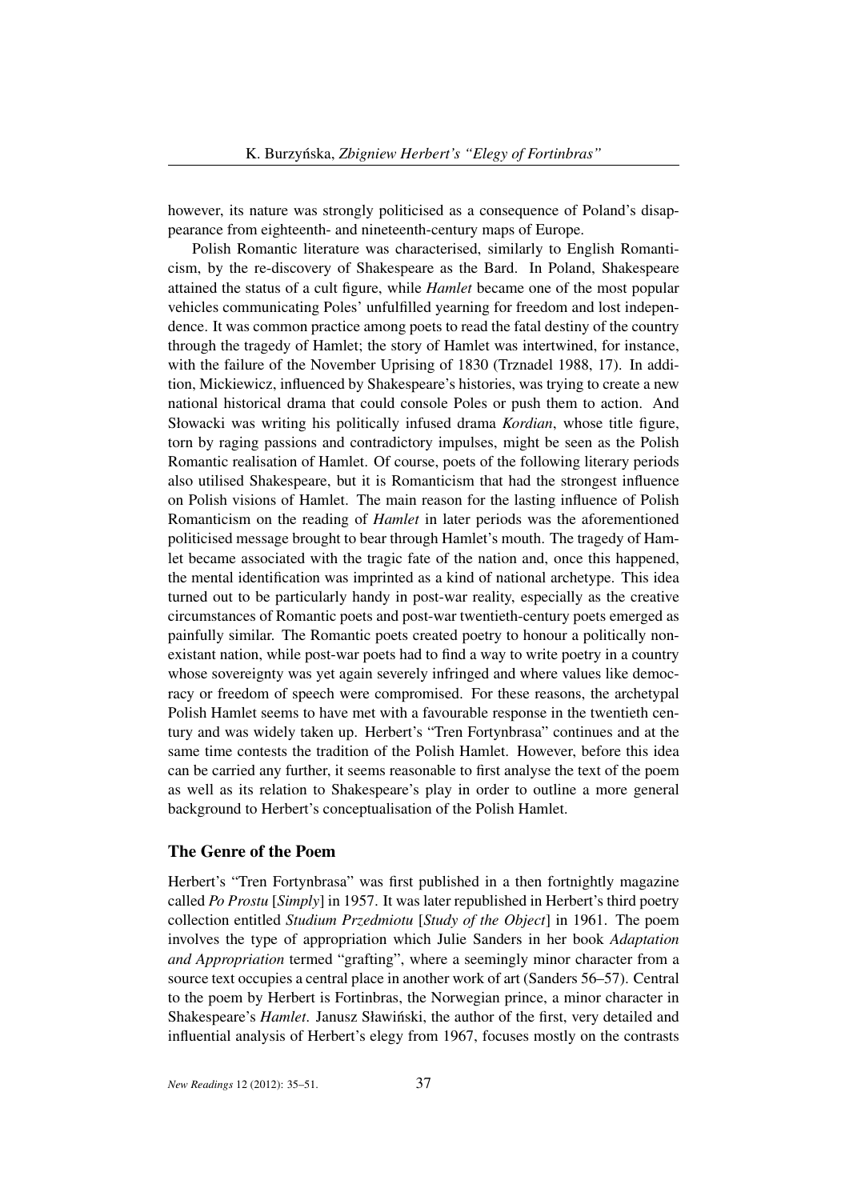however, its nature was strongly politicised as a consequence of Poland's disappearance from eighteenth- and nineteenth-century maps of Europe.

Polish Romantic literature was characterised, similarly to English Romanticism, by the re-discovery of Shakespeare as the Bard. In Poland, Shakespeare attained the status of a cult figure, while *Hamlet* became one of the most popular vehicles communicating Poles' unfulfilled yearning for freedom and lost independence. It was common practice among poets to read the fatal destiny of the country through the tragedy of Hamlet; the story of Hamlet was intertwined, for instance, with the failure of the November Uprising of 1830 (Trznadel 1988, 17). In addition, Mickiewicz, influenced by Shakespeare's histories, was trying to create a new national historical drama that could console Poles or push them to action. And Słowacki was writing his politically infused drama *Kordian*, whose title figure, torn by raging passions and contradictory impulses, might be seen as the Polish Romantic realisation of Hamlet. Of course, poets of the following literary periods also utilised Shakespeare, but it is Romanticism that had the strongest influence on Polish visions of Hamlet. The main reason for the lasting influence of Polish Romanticism on the reading of *Hamlet* in later periods was the aforementioned politicised message brought to bear through Hamlet's mouth. The tragedy of Hamlet became associated with the tragic fate of the nation and, once this happened, the mental identification was imprinted as a kind of national archetype. This idea turned out to be particularly handy in post-war reality, especially as the creative circumstances of Romantic poets and post-war twentieth-century poets emerged as painfully similar. The Romantic poets created poetry to honour a politically nonexistant nation, while post-war poets had to find a way to write poetry in a country whose sovereignty was yet again severely infringed and where values like democracy or freedom of speech were compromised. For these reasons, the archetypal Polish Hamlet seems to have met with a favourable response in the twentieth century and was widely taken up. Herbert's "Tren Fortynbrasa" continues and at the same time contests the tradition of the Polish Hamlet. However, before this idea can be carried any further, it seems reasonable to first analyse the text of the poem as well as its relation to Shakespeare's play in order to outline a more general background to Herbert's conceptualisation of the Polish Hamlet.

## The Genre of the Poem

Herbert's "Tren Fortynbrasa" was first published in a then fortnightly magazine called *Po Prostu* [*Simply*] in 1957. It was later republished in Herbert's third poetry collection entitled *Studium Przedmiotu* [*Study of the Object*] in 1961. The poem involves the type of appropriation which Julie Sanders in her book *Adaptation and Appropriation* termed "grafting", where a seemingly minor character from a source text occupies a central place in another work of art (Sanders 56–57). Central to the poem by Herbert is Fortinbras, the Norwegian prince, a minor character in Shakespeare's *Hamlet*. Janusz Sławiński, the author of the first, very detailed and influential analysis of Herbert's elegy from 1967, focuses mostly on the contrasts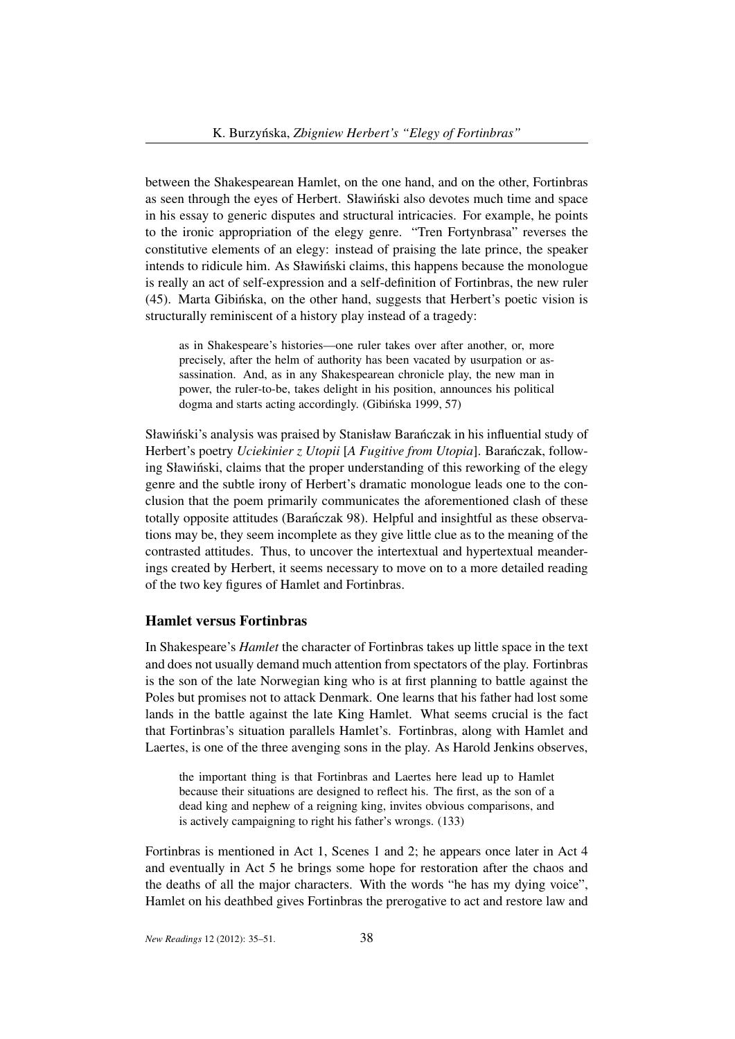between the Shakespearean Hamlet, on the one hand, and on the other, Fortinbras as seen through the eyes of Herbert. Sławiński also devotes much time and space in his essay to generic disputes and structural intricacies. For example, he points to the ironic appropriation of the elegy genre. "Tren Fortynbrasa" reverses the constitutive elements of an elegy: instead of praising the late prince, the speaker intends to ridicule him. As Sławiński claims, this happens because the monologue is really an act of self-expression and a self-definition of Fortinbras, the new ruler (45). Marta Gibińska, on the other hand, suggests that Herbert's poetic vision is structurally reminiscent of a history play instead of a tragedy:

> as in Shakespeare's histories—one ruler takes over after another, or, more precisely, after the helm of authority has been vacated by usurpation or assassination. And, as in any Shakespearean chronicle play, the new man in power, the ruler-to-be, takes delight in his position, announces his political dogma and starts acting accordingly. (Gibińska 1999, 57)

Sławiński's analysis was praised by Stanisław Barańczak in his influential study of Herbert's poetry *Uciekinier z Utopii* [*A Fugitive from Utopia*]. Barańczak, following Sławiński, claims that the proper understanding of this reworking of the elegy genre and the subtle irony of Herbert's dramatic monologue leads one to the conclusion that the poem primarily communicates the aforementioned clash of these totally opposite attitudes (Barańczak 98). Helpful and insightful as these observations may be, they seem incomplete as they give little clue as to the meaning of the contrasted attitudes. Thus, to uncover the intertextual and hypertextual meanderings created by Herbert, it seems necessary to move on to a more detailed reading of the two key figures of Hamlet and Fortinbras.

## Hamlet versus Fortinbras

In Shakespeare's *Hamlet* the character of Fortinbras takes up little space in the text and does not usually demand much attention from spectators of the play. Fortinbras is the son of the late Norwegian king who is at first planning to battle against the Poles but promises not to attack Denmark. One learns that his father had lost some lands in the battle against the late King Hamlet. What seems crucial is the fact that Fortinbras's situation parallels Hamlet's. Fortinbras, along with Hamlet and Laertes, is one of the three avenging sons in the play. As Harold Jenkins observes,

> the important thing is that Fortinbras and Laertes here lead up to Hamlet because their situations are designed to reflect his. The first, as the son of a dead king and nephew of a reigning king, invites obvious comparisons, and is actively campaigning to right his father's wrongs. (133)

Fortinbras is mentioned in Act 1, Scenes 1 and 2; he appears once later in Act 4 and eventually in Act 5 he brings some hope for restoration after the chaos and the deaths of all the major characters. With the words "he has my dying voice", Hamlet on his deathbed gives Fortinbras the prerogative to act and restore law and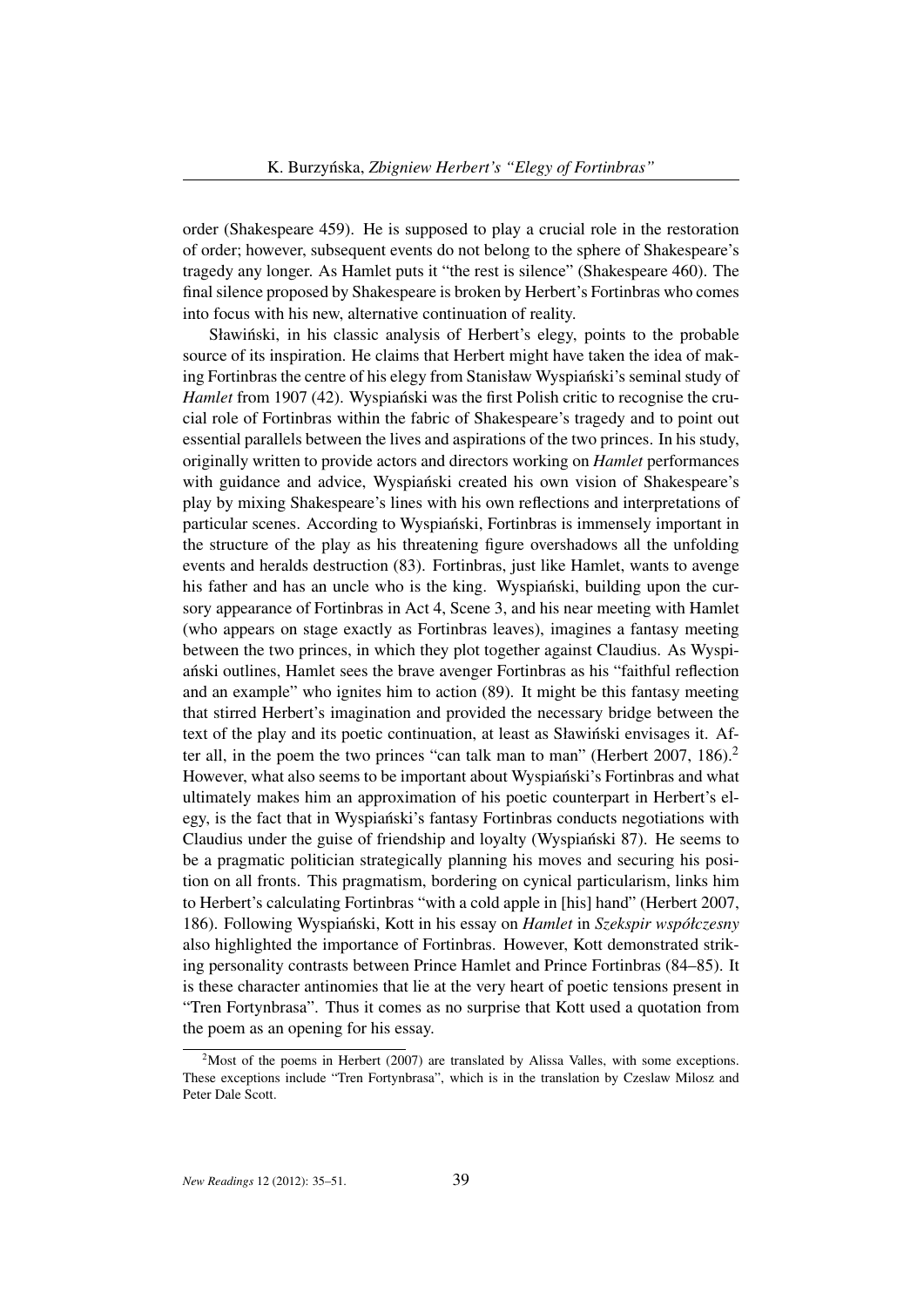order (Shakespeare 459). He is supposed to play a crucial role in the restoration of order; however, subsequent events do not belong to the sphere of Shakespeare's tragedy any longer. As Hamlet puts it "the rest is silence" (Shakespeare 460). The final silence proposed by Shakespeare is broken by Herbert's Fortinbras who comes into focus with his new, alternative continuation of reality.

Sławiński, in his classic analysis of Herbert's elegy, points to the probable source of its inspiration. He claims that Herbert might have taken the idea of making Fortinbras the centre of his elegy from Stanisław Wyspiański's seminal study of *Hamlet* from 1907 (42). Wyspiański was the first Polish critic to recognise the crucial role of Fortinbras within the fabric of Shakespeare's tragedy and to point out essential parallels between the lives and aspirations of the two princes. In his study, originally written to provide actors and directors working on *Hamlet* performances with guidance and advice, Wyspiański created his own vision of Shakespeare's play by mixing Shakespeare's lines with his own reflections and interpretations of particular scenes. According to Wyspiański, Fortinbras is immensely important in the structure of the play as his threatening figure overshadows all the unfolding events and heralds destruction (83). Fortinbras, just like Hamlet, wants to avenge his father and has an uncle who is the king. Wyspiański, building upon the cursory appearance of Fortinbras in Act 4, Scene 3, and his near meeting with Hamlet (who appears on stage exactly as Fortinbras leaves), imagines a fantasy meeting between the two princes, in which they plot together against Claudius. As Wyspiański outlines, Hamlet sees the brave avenger Fortinbras as his "faithful reflection and an example" who ignites him to action (89). It might be this fantasy meeting that stirred Herbert's imagination and provided the necessary bridge between the text of the play and its poetic continuation, at least as Sławiński envisages it. After all, in the poem the two princes "can talk man to man" (Herbert 2007, 186).[2] However, what also seems to be important about Wyspiański's Fortinbras and what ultimately makes him an approximation of his poetic counterpart in Herbert's elegy, is the fact that in Wyspiański's fantasy Fortinbras conducts negotiations with Claudius under the guise of friendship and loyalty (Wyspiański 87). He seems to be a pragmatic politician strategically planning his moves and securing his position on all fronts. This pragmatism, bordering on cynical particularism, links him to Herbert's calculating Fortinbras "with a cold apple in [his] hand" (Herbert 2007, 186). Following Wyspiański, Kott in his essay on *Hamlet* in *Szekspir współczesny* also highlighted the importance of Fortinbras. However, Kott demonstrated striking personality contrasts between Prince Hamlet and Prince Fortinbras (84–85). It is these character antinomies that lie at the very heart of poetic tensions present in "Tren Fortynbrasa". Thus it comes as no surprise that Kott used a quotation from the poem as an opening for his essay.

[2] Most of the poems in Herbert (2007) are translated by Alissa Valles, with some exceptions. These exceptions include "Tren Fortynbrasa", which is in the translation by Czeslaw Milosz and Peter Dale Scott.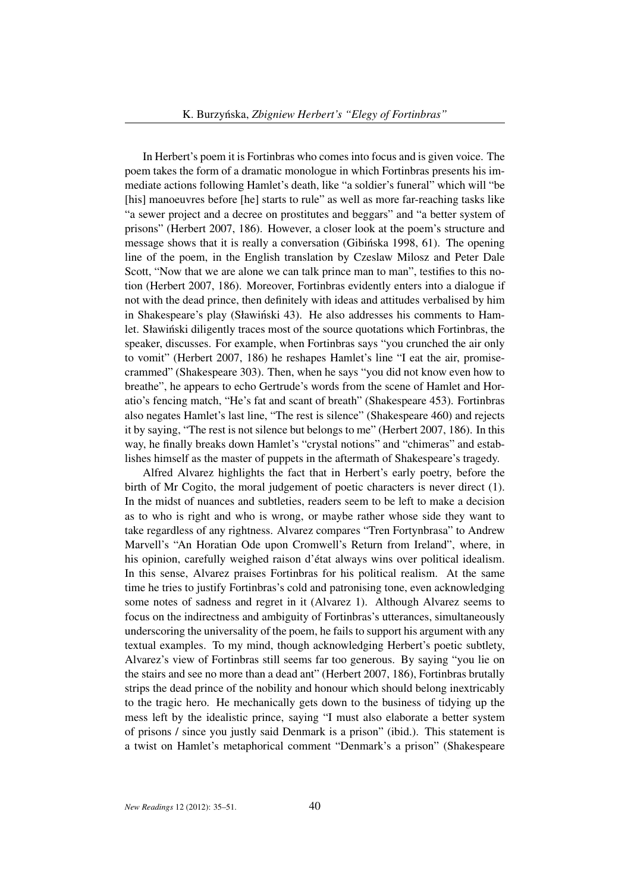In Herbert's poem it is Fortinbras who comes into focus and is given voice. The poem takes the form of a dramatic monologue in which Fortinbras presents his immediate actions following Hamlet's death, like "a soldier's funeral" which will "be [his] manoeuvres before [he] starts to rule" as well as more far-reaching tasks like "a sewer project and a decree on prostitutes and beggars" and "a better system of prisons" (Herbert 2007, 186). However, a closer look at the poem's structure and message shows that it is really a conversation (Gibińska 1998, 61). The opening line of the poem, in the English translation by Czeslaw Milosz and Peter Dale Scott, "Now that we are alone we can talk prince man to man", testifies to this notion (Herbert 2007, 186). Moreover, Fortinbras evidently enters into a dialogue if not with the dead prince, then definitely with ideas and attitudes verbalised by him in Shakespeare's play (Sławiński 43). He also addresses his comments to Hamlet. Sławiński diligently traces most of the source quotations which Fortinbras, the speaker, discusses. For example, when Fortinbras says "you crunched the air only to vomit" (Herbert 2007, 186) he reshapes Hamlet's line "I eat the air, promise-crammed" (Shakespeare 303). Then, when he says "you did not know even how to breathe", he appears to echo Gertrude's words from the scene of Hamlet and Horatio's fencing match, "He's fat and scant of breath" (Shakespeare 453). Fortinbras also negates Hamlet's last line, "The rest is silence" (Shakespeare 460) and rejects it by saying, "The rest is not silence but belongs to me" (Herbert 2007, 186). In this way, he finally breaks down Hamlet's "crystal notions" and "chimeras" and establishes himself as the master of puppets in the aftermath of Shakespeare's tragedy.

Alfred Alvarez highlights the fact that in Herbert's early poetry, before the birth of Mr Cogito, the moral judgement of poetic characters is never direct (1). In the midst of nuances and subtleties, readers seem to be left to make a decision as to who is right and who is wrong, or maybe rather whose side they want to take regardless of any rightness. Alvarez compares "Tren Fortynbrasa" to Andrew Marvell's "An Horatian Ode upon Cromwell's Return from Ireland", where, in his opinion, carefully weighed raison d'état always wins over political idealism. In this sense, Alvarez praises Fortinbras for his political realism. At the same time he tries to justify Fortinbras's cold and patronising tone, even acknowledging some notes of sadness and regret in it (Alvarez 1). Although Alvarez seems to focus on the indirectness and ambiguity of Fortinbras's utterances, simultaneously underscoring the universality of the poem, he fails to support his argument with any textual examples. To my mind, though acknowledging Herbert's poetic subtlety, Alvarez's view of Fortinbras still seems far too generous. By saying "you lie on the stairs and see no more than a dead ant" (Herbert 2007, 186), Fortinbras brutally strips the dead prince of the nobility and honour which should belong inextricably to the tragic hero. He mechanically gets down to the business of tidying up the mess left by the idealistic prince, saying "I must also elaborate a better system of prisons / since you justly said Denmark is a prison" (ibid.). This statement is a twist on Hamlet's metaphorical comment "Denmark's a prison" (Shakespeare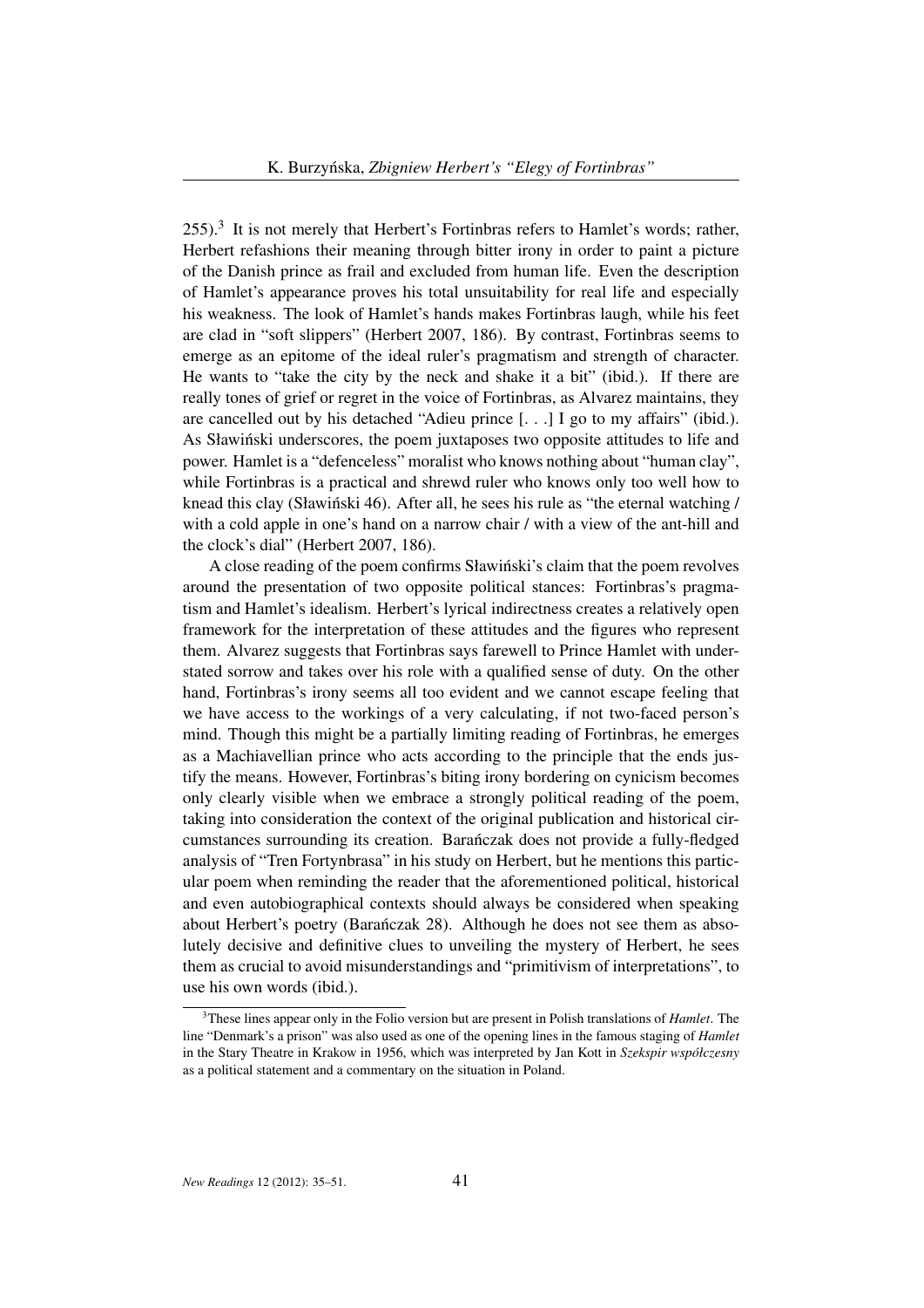255).[3] It is not merely that Herbert's Fortinbras refers to Hamlet's words; rather, Herbert refashions their meaning through bitter irony in order to paint a picture of the Danish prince as frail and excluded from human life. Even the description of Hamlet's appearance proves his total unsuitability for real life and especially his weakness. The look of Hamlet's hands makes Fortinbras laugh, while his feet are clad in "soft slippers" (Herbert 2007, 186). By contrast, Fortinbras seems to emerge as an epitome of the ideal ruler's pragmatism and strength of character. He wants to "take the city by the neck and shake it a bit" (ibid.). If there are really tones of grief or regret in the voice of Fortinbras, as Alvarez maintains, they are cancelled out by his detached "Adieu prince [. . .] I go to my affairs" (ibid.). As Sławiński underscores, the poem juxtaposes two opposite attitudes to life and power. Hamlet is a "defenceless" moralist who knows nothing about "human clay", while Fortinbras is a practical and shrewd ruler who knows only too well how to knead this clay (Sławiński 46). After all, he sees his rule as "the eternal watching / with a cold apple in one's hand on a narrow chair / with a view of the ant-hill and the clock's dial" (Herbert 2007, 186).

A close reading of the poem confirms Sławiński's claim that the poem revolves around the presentation of two opposite political stances: Fortinbras's pragmatism and Hamlet's idealism. Herbert's lyrical indirectness creates a relatively open framework for the interpretation of these attitudes and the figures who represent them. Alvarez suggests that Fortinbras says farewell to Prince Hamlet with understated sorrow and takes over his role with a qualified sense of duty. On the other hand, Fortinbras's irony seems all too evident and we cannot escape feeling that we have access to the workings of a very calculating, if not two-faced person's mind. Though this might be a partially limiting reading of Fortinbras, he emerges as a Machiavellian prince who acts according to the principle that the ends justify the means. However, Fortinbras's biting irony bordering on cynicism becomes only clearly visible when we embrace a strongly political reading of the poem, taking into consideration the context of the original publication and historical circumstances surrounding its creation. Barańczak does not provide a fully-fledged analysis of "Tren Fortynbrasa" in his study on Herbert, but he mentions this particular poem when reminding the reader that the aforementioned political, historical and even autobiographical contexts should always be considered when speaking about Herbert's poetry (Barańczak 28). Although he does not see them as absolutely decisive and definitive clues to unveiling the mystery of Herbert, he sees them as crucial to avoid misunderstandings and "primitivism of interpretations", to use his own words (ibid.).

[3] These lines appear only in the Folio version but are present in Polish translations of *Hamlet*. The line "Denmark's a prison" was also used as one of the opening lines in the famous staging of *Hamlet* in the Stary Theatre in Krakow in 1956, which was interpreted by Jan Kott in *Szekspir współczesny* as a political statement and a commentary on the situation in Poland.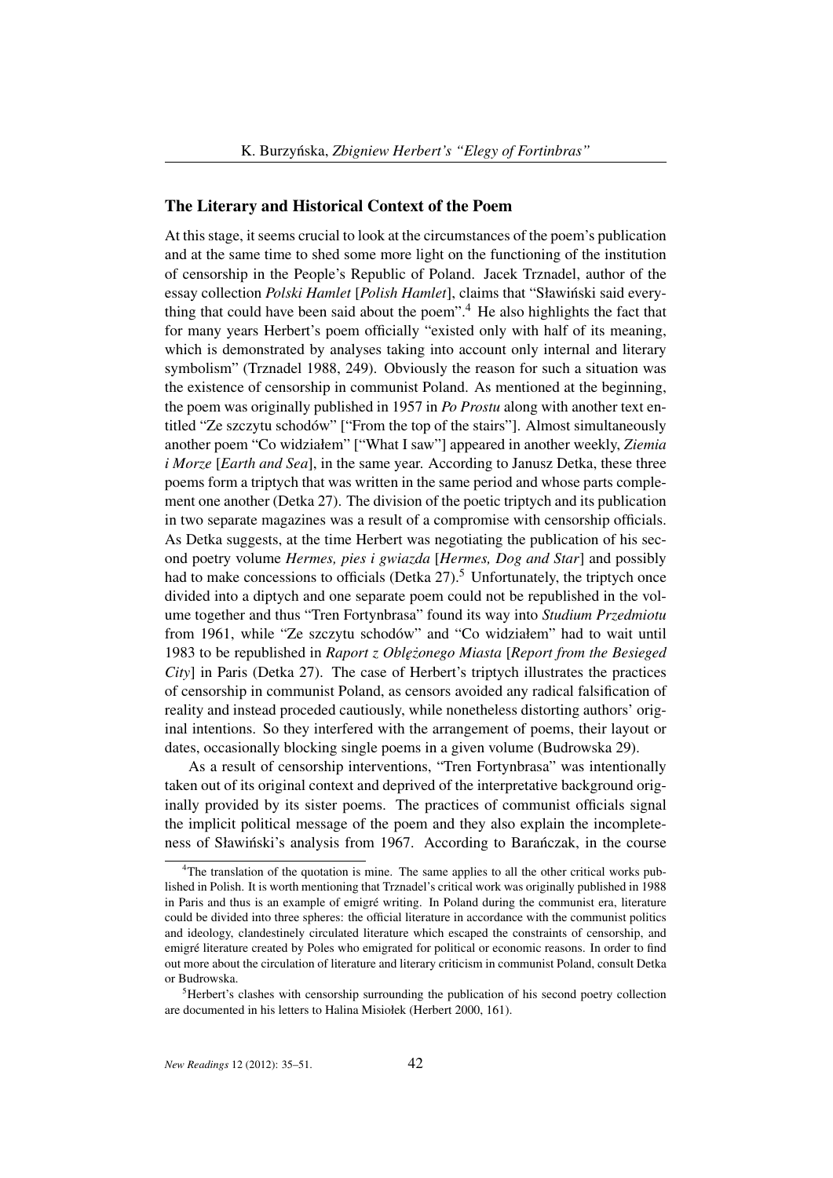## The Literary and Historical Context of the Poem

At this stage, it seems crucial to look at the circumstances of the poem's publication and at the same time to shed some more light on the functioning of the institution of censorship in the People's Republic of Poland. Jacek Trznadel, author of the essay collection *Polski Hamlet* [*Polish Hamlet*], claims that "Sławiński said everything that could have been said about the poem".[4] He also highlights the fact that for many years Herbert's poem officially "existed only with half of its meaning, which is demonstrated by analyses taking into account only internal and literary symbolism" (Trznadel 1988, 249). Obviously the reason for such a situation was the existence of censorship in communist Poland. As mentioned at the beginning, the poem was originally published in 1957 in *Po Prostu* along with another text entitled "Ze szczytu schodów" ["From the top of the stairs"]. Almost simultaneously another poem "Co widziałem" ["What I saw"] appeared in another weekly, *Ziemia i Morze* [*Earth and Sea*], in the same year. According to Janusz Detka, these three poems form a triptych that was written in the same period and whose parts complement one another (Detka 27). The division of the poetic triptych and its publication in two separate magazines was a result of a compromise with censorship officials. As Detka suggests, at the time Herbert was negotiating the publication of his second poetry volume *Hermes, pies i gwiazda* [*Hermes, Dog and Star*] and possibly had to make concessions to officials (Detka 27).[5] Unfortunately, the triptych once divided into a diptych and one separate poem could not be republished in the volume together and thus "Tren Fortynbrasa" found its way into *Studium Przedmiotu* from 1961, while "Ze szczytu schodów" and "Co widziałem" had to wait until 1983 to be republished in *Raport z Oblężonego Miasta* [*Report from the Besieged City*] in Paris (Detka 27). The case of Herbert's triptych illustrates the practices of censorship in communist Poland, as censors avoided any radical falsification of reality and instead proceeded cautiously, while nonetheless distorting authors' original intentions. So they interfered with the arrangement of poems, their layout or dates, occasionally blocking single poems in a given volume (Budrowska 29).

As a result of censorship interventions, "Tren Fortynbrasa" was intentionally taken out of its original context and deprived of the interpretative background originally provided by its sister poems. The practices of communist officials signal the implicit political message of the poem and they also explain the incompleteness of Sławiński's analysis from 1967. According to Barańczak, in the course

---

[4] The translation of the quotation is mine. The same applies to all the other critical works published in Polish. It is worth mentioning that Trznadel's critical work was originally published in 1988 in Paris and thus is an example of emigré writing. In Poland during the communist era, literature could be divided into three spheres: the official literature in accordance with the communist politics and ideology, clandestinely circulated literature which escaped the constraints of censorship, and emigré literature created by Poles who emigrated for political or economic reasons. In order to find out more about the circulation of literature and literary criticism in communist Poland, consult Detka or Budrowska.

[5] Herbert's clashes with censorship surrounding the publication of his second poetry collection are documented in his letters to Halina Misiołek (Herbert 2000, 161).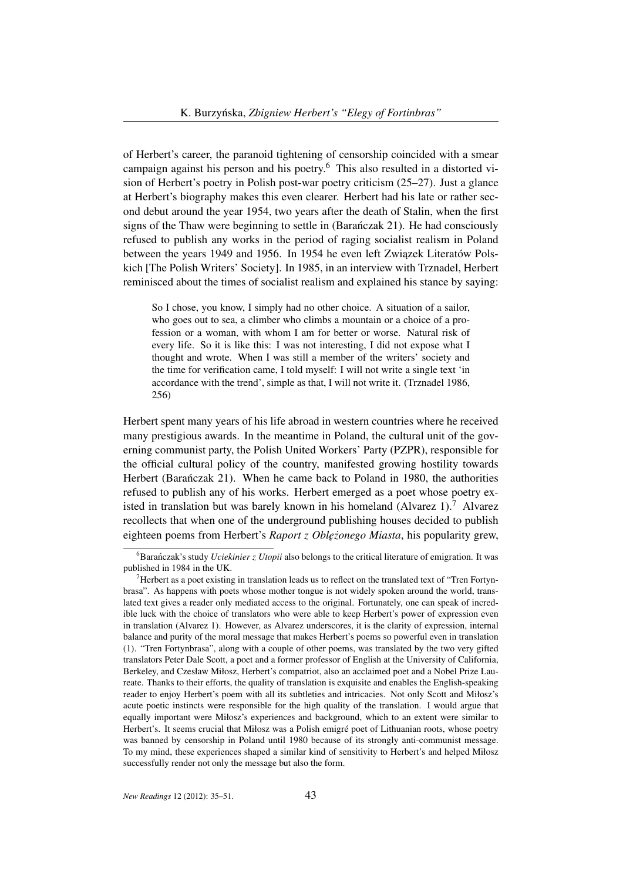of Herbert's career, the paranoid tightening of censorship coincided with a smear campaign against his person and his poetry.[6] This also resulted in a distorted vision of Herbert's poetry in Polish post-war poetry criticism (25–27). Just a glance at Herbert's biography makes this even clearer. Herbert had his late or rather second debut around the year 1954, two years after the death of Stalin, when the first signs of the Thaw were beginning to settle in (Barańczak 21). He had consciously refused to publish any works in the period of raging socialist realism in Poland between the years 1949 and 1956. In 1954 he even left Związek Literatów Polskich [The Polish Writers' Society]. In 1985, in an interview with Trznadel, Herbert reminisced about the times of socialist realism and explained his stance by saying:

> So I chose, you know, I simply had no other choice. A situation of a sailor, who goes out to sea, a climber who climbs a mountain or a choice of a profession or a woman, with whom I am for better or worse. Natural risk of every life. So it is like this: I was not interesting, I did not expose what I thought and wrote. When I was still a member of the writers' society and the time for verification came, I told myself: I will not write a single text 'in accordance with the trend', simple as that, I will not write it. (Trznadel 1986, 256)

Herbert spent many years of his life abroad in western countries where he received many prestigious awards. In the meantime in Poland, the cultural unit of the governing communist party, the Polish United Workers' Party (PZPR), responsible for the official cultural policy of the country, manifested growing hostility towards Herbert (Barańczak 21). When he came back to Poland in 1980, the authorities refused to publish any of his works. Herbert emerged as a poet whose poetry existed in translation but was barely known in his homeland (Alvarez 1).[7] Alvarez recollects that when one of the underground publishing houses decided to publish eighteen poems from Herbert's *Raport z Oblężonego Miasta*, his popularity grew,

---

[6] Barańczak's study *Uciekinier z Utopii* also belongs to the critical literature of emigration. It was published in 1984 in the UK.

[7] Herbert as a poet existing in translation leads us to reflect on the translated text of "Tren Fortynbrasa". As happens with poets whose mother tongue is not widely spoken around the world, translated text gives a reader only mediated access to the original. Fortunately, one can speak of incredible luck with the choice of translators who were able to keep Herbert's power of expression even in translation (Alvarez 1). However, as Alvarez underscores, it is the clarity of expression, internal balance and purity of the moral message that makes Herbert's poems so powerful even in translation (1). "Tren Fortynbrasa", along with a couple of other poems, was translated by the two very gifted translators Peter Dale Scott, a poet and a former professor of English at the University of California, Berkeley, and Czesław Miłosz, Herbert's compatriot, also an acclaimed poet and a Nobel Prize Laureate. Thanks to their efforts, the quality of translation is exquisite and enables the English-speaking reader to enjoy Herbert's poem with all its subtleties and intricacies. Not only Scott and Miłosz's acute poetic instincts were responsible for the high quality of the translation. I would argue that equally important were Miłosz's experiences and background, which to an extent were similar to Herbert's. It seems crucial that Miłosz was a Polish emigré poet of Lithuanian roots, whose poetry was banned by censorship in Poland until 1980 because of its strongly anti-communist message. To my mind, these experiences shaped a similar kind of sensitivity to Herbert's and helped Miłosz successfully render not only the message but also the form.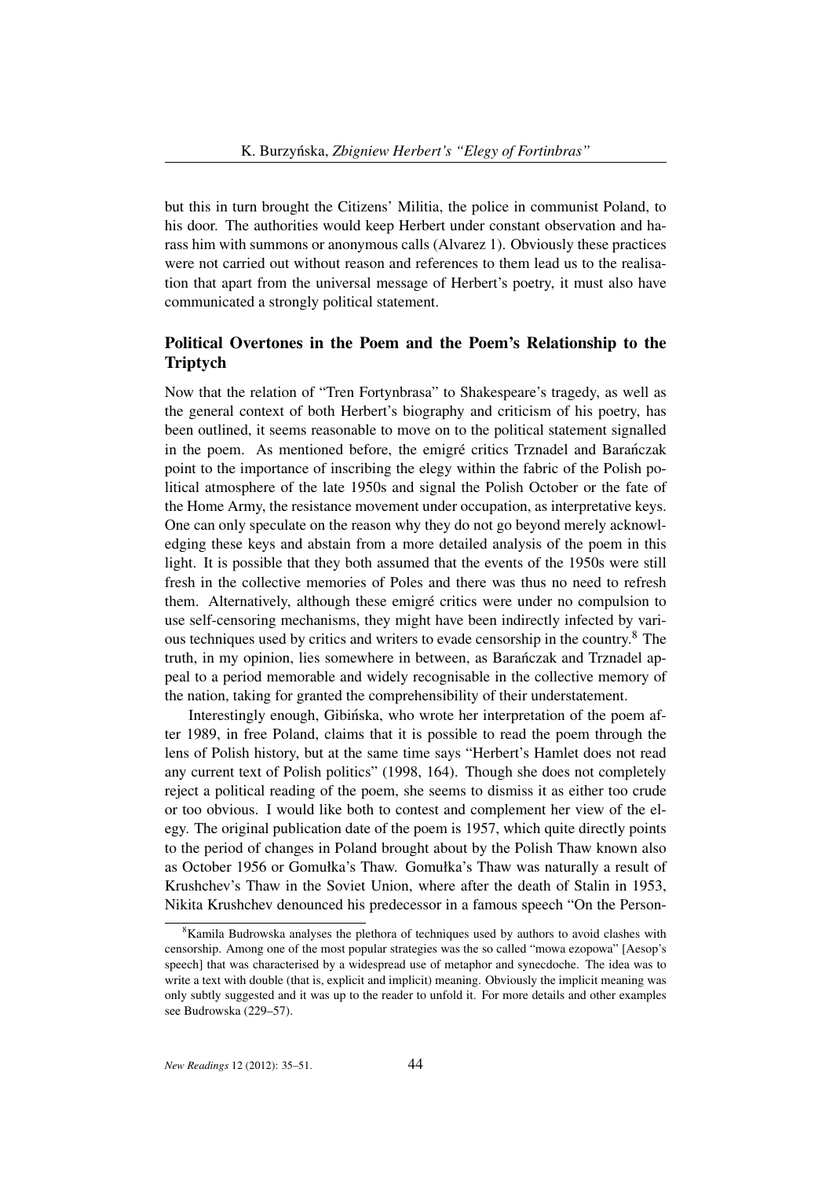but this in turn brought the Citizens' Militia, the police in communist Poland, to his door. The authorities would keep Herbert under constant observation and harass him with summons or anonymous calls (Alvarez 1). Obviously these practices were not carried out without reason and references to them lead us to the realisation that apart from the universal message of Herbert's poetry, it must also have communicated a strongly political statement.

## Political Overtones in the Poem and the Poem's Relationship to the Triptych

Now that the relation of "Tren Fortynbrasa" to Shakespeare's tragedy, as well as the general context of both Herbert's biography and criticism of his poetry, has been outlined, it seems reasonable to move on to the political statement signalled in the poem. As mentioned before, the emigré critics Trznadel and Barańczak point to the importance of inscribing the elegy within the fabric of the Polish political atmosphere of the late 1950s and signal the Polish October or the fate of the Home Army, the resistance movement under occupation, as interpretative keys. One can only speculate on the reason why they do not go beyond merely acknowledging these keys and abstain from a more detailed analysis of the poem in this light. It is possible that they both assumed that the events of the 1950s were still fresh in the collective memories of Poles and there was thus no need to refresh them. Alternatively, although these emigré critics were under no compulsion to use self-censoring mechanisms, they might have been indirectly infected by various techniques used by critics and writers to evade censorship in the country.[8] The truth, in my opinion, lies somewhere in between, as Barańczak and Trznadel appeal to a period memorable and widely recognisable in the collective memory of the nation, taking for granted the comprehensibility of their understatement.

Interestingly enough, Gibińska, who wrote her interpretation of the poem after 1989, in free Poland, claims that it is possible to read the poem through the lens of Polish history, but at the same time says "Herbert's Hamlet does not read any current text of Polish politics" (1998, 164). Though she does not completely reject a political reading of the poem, she seems to dismiss it as either too crude or too obvious. I would like both to contest and complement her view of the elegy. The original publication date of the poem is 1957, which quite directly points to the period of changes in Poland brought about by the Polish Thaw known also as October 1956 or Gomułka's Thaw. Gomułka's Thaw was naturally a result of Krushchev's Thaw in the Soviet Union, where after the death of Stalin in 1953, Nikita Krushchev denounced his predecessor in a famous speech "On the Person-

[8] Kamila Budrowska analyses the plethora of techniques used by authors to avoid clashes with censorship. Among one of the most popular strategies was the so called "mowa ezopowa" [Aesop's speech] that was characterised by a widespread use of metaphor and synecdoche. The idea was to write a text with double (that is, explicit and implicit) meaning. Obviously the implicit meaning was only subtly suggested and it was up to the reader to unfold it. For more details and other examples see Budrowska (229–57).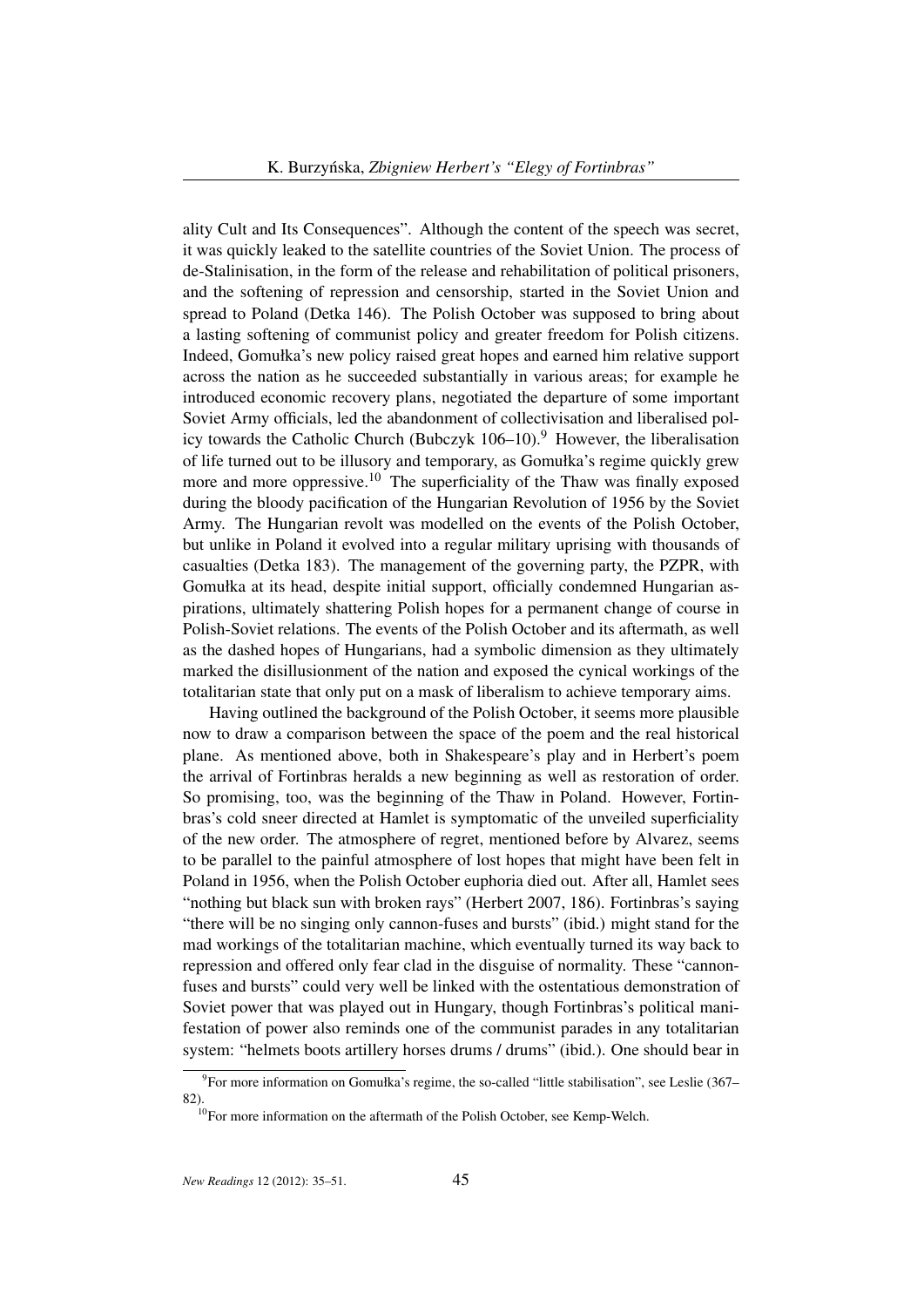ality Cult and Its Consequences". Although the content of the speech was secret, it was quickly leaked to the satellite countries of the Soviet Union. The process of de-Stalinisation, in the form of the release and rehabilitation of political prisoners, and the softening of repression and censorship, started in the Soviet Union and spread to Poland (Detka 146). The Polish October was supposed to bring about a lasting softening of communist policy and greater freedom for Polish citizens. Indeed, Gomułka's new policy raised great hopes and earned him relative support across the nation as he succeeded substantially in various areas; for example he introduced economic recovery plans, negotiated the departure of some important Soviet Army officials, led the abandonment of collectivisation and liberalised policy towards the Catholic Church (Bubczyk 106–10).[9] However, the liberalisation of life turned out to be illusory and temporary, as Gomułka's regime quickly grew more and more oppressive.[10] The superficiality of the Thaw was finally exposed during the bloody pacification of the Hungarian Revolution of 1956 by the Soviet Army. The Hungarian revolt was modelled on the events of the Polish October, but unlike in Poland it evolved into a regular military uprising with thousands of casualties (Detka 183). The management of the governing party, the PZPR, with Gomułka at its head, despite initial support, officially condemned Hungarian aspirations, ultimately shattering Polish hopes for a permanent change of course in Polish-Soviet relations. The events of the Polish October and its aftermath, as well as the dashed hopes of Hungarians, had a symbolic dimension as they ultimately marked the disillusionment of the nation and exposed the cynical workings of the totalitarian state that only put on a mask of liberalism to achieve temporary aims.

Having outlined the background of the Polish October, it seems more plausible now to draw a comparison between the space of the poem and the real historical plane. As mentioned above, both in Shakespeare's play and in Herbert's poem the arrival of Fortinbras heralds a new beginning as well as restoration of order. So promising, too, was the beginning of the Thaw in Poland. However, Fortinbras's cold sneer directed at Hamlet is symptomatic of the unveiled superficiality of the new order. The atmosphere of regret, mentioned before by Alvarez, seems to be parallel to the painful atmosphere of lost hopes that might have been felt in Poland in 1956, when the Polish October euphoria died out. After all, Hamlet sees "nothing but black sun with broken rays" (Herbert 2007, 186). Fortinbras's saying "there will be no singing only cannon-fuses and bursts" (ibid.) might stand for the mad workings of the totalitarian machine, which eventually turned its way back to repression and offered only fear clad in the disguise of normality. These "cannon-fuses and bursts" could very well be linked with the ostentatious demonstration of Soviet power that was played out in Hungary, though Fortinbras's political manifestation of power also reminds one of the communist parades in any totalitarian system: "helmets boots artillery horses drums / drums" (ibid.). One should bear in

[9] For more information on Gomułka's regime, the so-called "little stabilisation", see Leslie (367–82).

[10] For more information on the aftermath of the Polish October, see Kemp-Welch.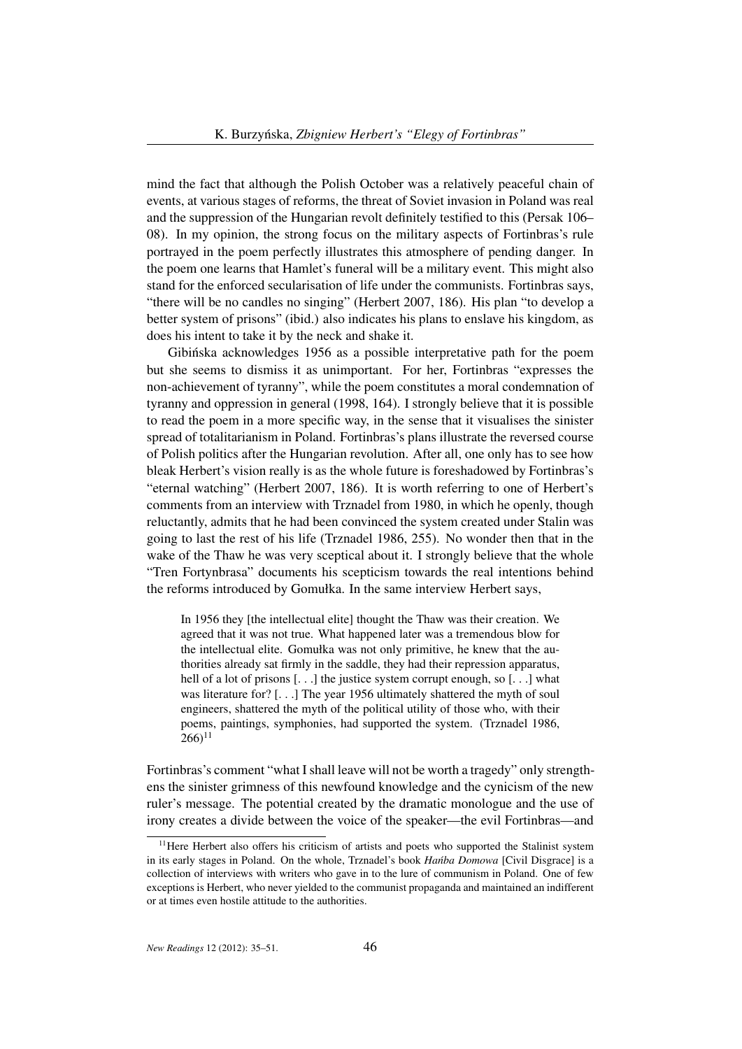mind the fact that although the Polish October was a relatively peaceful chain of events, at various stages of reforms, the threat of Soviet invasion in Poland was real and the suppression of the Hungarian revolt definitely testified to this (Persak 106–08). In my opinion, the strong focus on the military aspects of Fortinbras's rule portrayed in the poem perfectly illustrates this atmosphere of pending danger. In the poem one learns that Hamlet's funeral will be a military event. This might also stand for the enforced secularisation of life under the communists. Fortinbras says, "there will be no candles no singing" (Herbert 2007, 186). His plan "to develop a better system of prisons" (ibid.) also indicates his plans to enslave his kingdom, as does his intent to take it by the neck and shake it.

Gibińska acknowledges 1956 as a possible interpretative path for the poem but she seems to dismiss it as unimportant. For her, Fortinbras "expresses the non-achievement of tyranny", while the poem constitutes a moral condemnation of tyranny and oppression in general (1998, 164). I strongly believe that it is possible to read the poem in a more specific way, in the sense that it visualises the sinister spread of totalitarianism in Poland. Fortinbras's plans illustrate the reversed course of Polish politics after the Hungarian revolution. After all, one only has to see how bleak Herbert's vision really is as the whole future is foreshadowed by Fortinbras's "eternal watching" (Herbert 2007, 186). It is worth referring to one of Herbert's comments from an interview with Trznadel from 1980, in which he openly, though reluctantly, admits that he had been convinced the system created under Stalin was going to last the rest of his life (Trznadel 1986, 255). No wonder then that in the wake of the Thaw he was very sceptical about it. I strongly believe that the whole "Tren Fortynbrasa" documents his scepticism towards the real intentions behind the reforms introduced by Gomułka. In the same interview Herbert says,

> In 1956 they [the intellectual elite] thought the Thaw was their creation. We agreed that it was not true. What happened later was a tremendous blow for the intellectual elite. Gomułka was not only primitive, he knew that the authorities already sat firmly in the saddle, they had their repression apparatus, hell of a lot of prisons [. . .] the justice system corrupt enough, so [. . .] what was literature for? [. . .] The year 1956 ultimately shattered the myth of soul engineers, shattered the myth of the political utility of those who, with their poems, paintings, symphonies, had supported the system. (Trznadel 1986, 266)[11]

Fortinbras's comment "what I shall leave will not be worth a tragedy" only strengthens the sinister grimness of this newfound knowledge and the cynicism of the new ruler's message. The potential created by the dramatic monologue and the use of irony creates a divide between the voice of the speaker—the evil Fortinbras—and

[11] Here Herbert also offers his criticism of artists and poets who supported the Stalinist system in its early stages in Poland. On the whole, Trznadel's book *Hańba Domowa* [Civil Disgrace] is a collection of interviews with writers who gave in to the lure of communism in Poland. One of few exceptions is Herbert, who never yielded to the communist propaganda and maintained an indifferent or at times even hostile attitude to the authorities.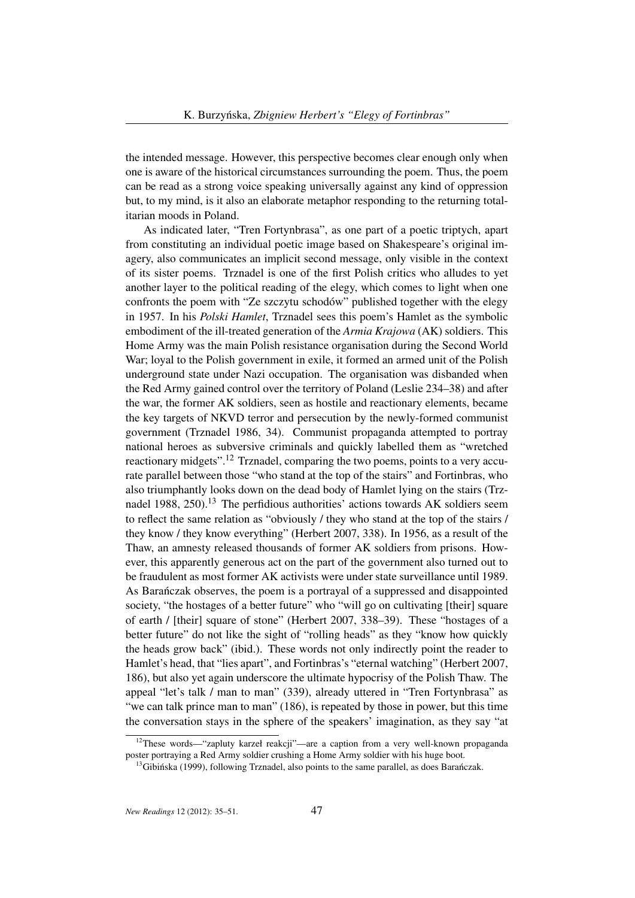the intended message. However, this perspective becomes clear enough only when one is aware of the historical circumstances surrounding the poem. Thus, the poem can be read as a strong voice speaking universally against any kind of oppression but, to my mind, is it also an elaborate metaphor responding to the returning totalitarian moods in Poland.

As indicated later, "Tren Fortynbrasa", as one part of a poetic triptych, apart from constituting an individual poetic image based on Shakespeare's original imagery, also communicates an implicit second message, only visible in the context of its sister poems. Trznadel is one of the first Polish critics who alludes to yet another layer to the political reading of the elegy, which comes to light when one confronts the poem with "Ze szczytu schodów" published together with the elegy in 1957. In his *Polski Hamlet*, Trznadel sees this poem's Hamlet as the symbolic embodiment of the ill-treated generation of the *Armia Krajowa* (AK) soldiers. This Home Army was the main Polish resistance organisation during the Second World War; loyal to the Polish government in exile, it formed an armed unit of the Polish underground state under Nazi occupation. The organisation was disbanded when the Red Army gained control over the territory of Poland (Leslie 234–38) and after the war, the former AK soldiers, seen as hostile and reactionary elements, became the key targets of NKVD terror and persecution by the newly-formed communist government (Trznadel 1986, 34). Communist propaganda attempted to portray national heroes as subversive criminals and quickly labelled them as "wretched reactionary midgets".[12] Trznadel, comparing the two poems, points to a very accurate parallel between those "who stand at the top of the stairs" and Fortinbras, who also triumphantly looks down on the dead body of Hamlet lying on the stairs (Trznadel 1988, 250).[13] The perfidious authorities' actions towards AK soldiers seem to reflect the same relation as "obviously / they who stand at the top of the stairs / they know / they know everything" (Herbert 2007, 338). In 1956, as a result of the Thaw, an amnesty released thousands of former AK soldiers from prisons. However, this apparently generous act on the part of the government also turned out to be fraudulent as most former AK activists were under state surveillance until 1989. As Barańczak observes, the poem is a portrayal of a suppressed and disappointed society, "the hostages of a better future" who "will go on cultivating [their] square of earth / [their] square of stone" (Herbert 2007, 338–39). These "hostages of a better future" do not like the sight of "rolling heads" as they "know how quickly the heads grow back" (ibid.). These words not only indirectly point the reader to Hamlet's head, that "lies apart", and Fortinbras's "eternal watching" (Herbert 2007, 186), but also yet again underscore the ultimate hypocrisy of the Polish Thaw. The appeal "let's talk / man to man" (339), already uttered in "Tren Fortynbrasa" as "we can talk prince man to man" (186), is repeated by those in power, but this time the conversation stays in the sphere of the speakers' imagination, as they say "at

[12] These words—"zapluty karzeł reakcji"—are a caption from a very well-known propaganda poster portraying a Red Army soldier crushing a Home Army soldier with his huge boot.

[13] Gibińska (1999), following Trznadel, also points to the same parallel, as does Barańczak.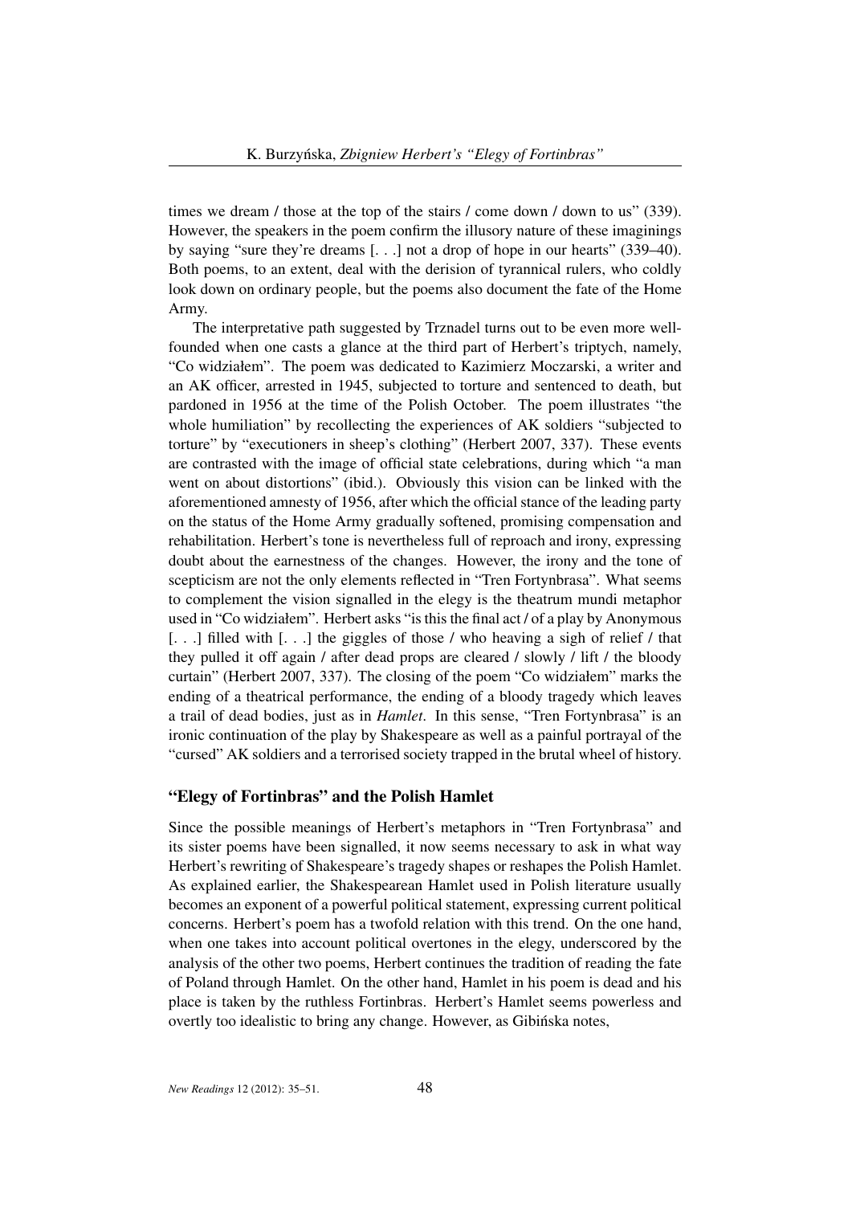times we dream / those at the top of the stairs / come down / down to us" (339). However, the speakers in the poem confirm the illusory nature of these imaginings by saying "sure they're dreams [. . .] not a drop of hope in our hearts" (339–40). Both poems, to an extent, deal with the derision of tyrannical rulers, who coldly look down on ordinary people, but the poems also document the fate of the Home Army.

The interpretative path suggested by Trznadel turns out to be even more well-founded when one casts a glance at the third part of Herbert's triptych, namely, "Co widziałem". The poem was dedicated to Kazimierz Moczarski, a writer and an AK officer, arrested in 1945, subjected to torture and sentenced to death, but pardoned in 1956 at the time of the Polish October. The poem illustrates "the whole humiliation" by recollecting the experiences of AK soldiers "subjected to torture" by "executioners in sheep's clothing" (Herbert 2007, 337). These events are contrasted with the image of official state celebrations, during which "a man went on about distortions" (ibid.). Obviously this vision can be linked with the aforementioned amnesty of 1956, after which the official stance of the leading party on the status of the Home Army gradually softened, promising compensation and rehabilitation. Herbert's tone is nevertheless full of reproach and irony, expressing doubt about the earnestness of the changes. However, the irony and the tone of scepticism are not the only elements reflected in "Tren Fortynbrasa". What seems to complement the vision signalled in the elegy is the theatrum mundi metaphor used in "Co widziałem". Herbert asks "is this the final act / of a play by Anonymous [. . .] filled with [. . .] the giggles of those / who heaving a sigh of relief / that they pulled it off again / after dead props are cleared / slowly / lift / the bloody curtain" (Herbert 2007, 337). The closing of the poem "Co widziałem" marks the ending of a theatrical performance, the ending of a bloody tragedy which leaves a trail of dead bodies, just as in *Hamlet*. In this sense, "Tren Fortynbrasa" is an ironic continuation of the play by Shakespeare as well as a painful portrayal of the "cursed" AK soldiers and a terrorised society trapped in the brutal wheel of history.

## "Elegy of Fortinbras" and the Polish Hamlet

Since the possible meanings of Herbert's metaphors in "Tren Fortynbrasa" and its sister poems have been signalled, it now seems necessary to ask in what way Herbert's rewriting of Shakespeare's tragedy shapes or reshapes the Polish Hamlet. As explained earlier, the Shakespearean Hamlet used in Polish literature usually becomes an exponent of a powerful political statement, expressing current political concerns. Herbert's poem has a twofold relation with this trend. On the one hand, when one takes into account political overtones in the elegy, underscored by the analysis of the other two poems, Herbert continues the tradition of reading the fate of Poland through Hamlet. On the other hand, Hamlet in his poem is dead and his place is taken by the ruthless Fortinbras. Herbert's Hamlet seems powerless and overtly too idealistic to bring any change. However, as Gibińska notes,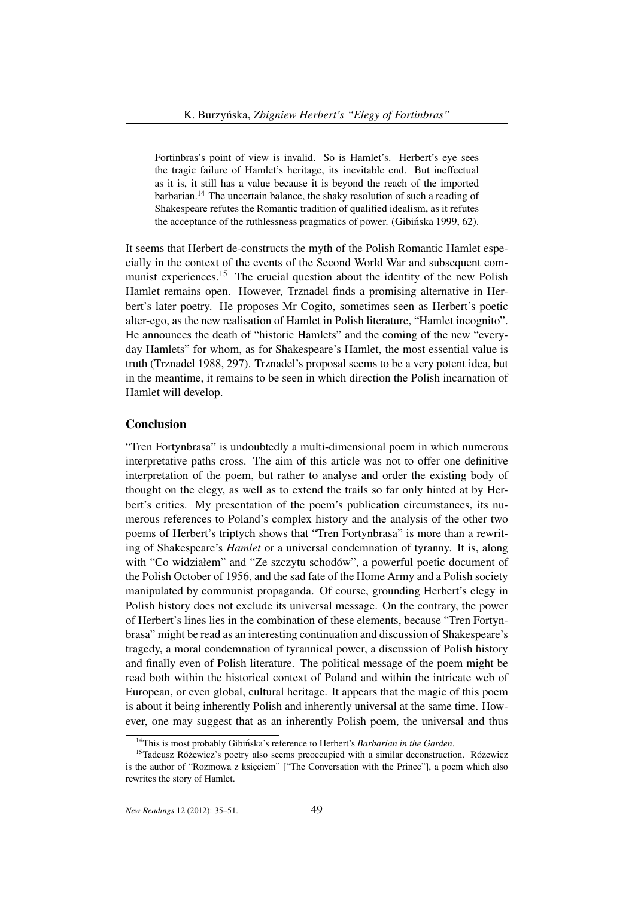> Fortinbras's point of view is invalid. So is Hamlet's. Herbert's eye sees the tragic failure of Hamlet's heritage, its inevitable end. But ineffectual as it is, it still has a value because it is beyond the reach of the imported barbarian.[14] The uncertain balance, the shaky resolution of such a reading of Shakespeare refutes the Romantic tradition of qualified idealism, as it refutes the acceptance of the ruthlessness pragmatics of power. (Gibińska 1999, 62).

It seems that Herbert de-constructs the myth of the Polish Romantic Hamlet especially in the context of the events of the Second World War and subsequent communist experiences.[15] The crucial question about the identity of the new Polish Hamlet remains open. However, Trznadel finds a promising alternative in Herbert's later poetry. He proposes Mr Cogito, sometimes seen as Herbert's poetic alter-ego, as the new realisation of Hamlet in Polish literature, "Hamlet incognito". He announces the death of "historic Hamlets" and the coming of the new "everyday Hamlets" for whom, as for Shakespeare's Hamlet, the most essential value is truth (Trznadel 1988, 297). Trznadel's proposal seems to be a very potent idea, but in the meantime, it remains to be seen in which direction the Polish incarnation of Hamlet will develop.

## Conclusion

"Tren Fortynbrasa" is undoubtedly a multi-dimensional poem in which numerous interpretative paths cross. The aim of this article was not to offer one definitive interpretation of the poem, but rather to analyse and order the existing body of thought on the elegy, as well as to extend the trails so far only hinted at by Herbert's critics. My presentation of the poem's publication circumstances, its numerous references to Poland's complex history and the analysis of the other two poems of Herbert's triptych shows that "Tren Fortynbrasa" is more than a rewriting of Shakespeare's *Hamlet* or a universal condemnation of tyranny. It is, along with "Co widziałem" and "Ze szczytu schodów", a powerful poetic document of the Polish October of 1956, and the sad fate of the Home Army and a Polish society manipulated by communist propaganda. Of course, grounding Herbert's elegy in Polish history does not exclude its universal message. On the contrary, the power of Herbert's lines lies in the combination of these elements, because "Tren Fortynbrasa" might be read as an interesting continuation and discussion of Shakespeare's tragedy, a moral condemnation of tyrannical power, a discussion of Polish history and finally even of Polish literature. The political message of the poem might be read both within the historical context of Poland and within the intricate web of European, or even global, cultural heritage. It appears that the magic of this poem is about it being inherently Polish and inherently universal at the same time. However, one may suggest that as an inherently Polish poem, the universal and thus

[14] This is most probably Gibińska's reference to Herbert's *Barbarian in the Garden*.

[15] Tadeusz Różewicz's poetry also seems preoccupied with a similar deconstruction. Różewicz is the author of "Rozmowa z księciem" ["The Conversation with the Prince"], a poem which also rewrites the story of Hamlet.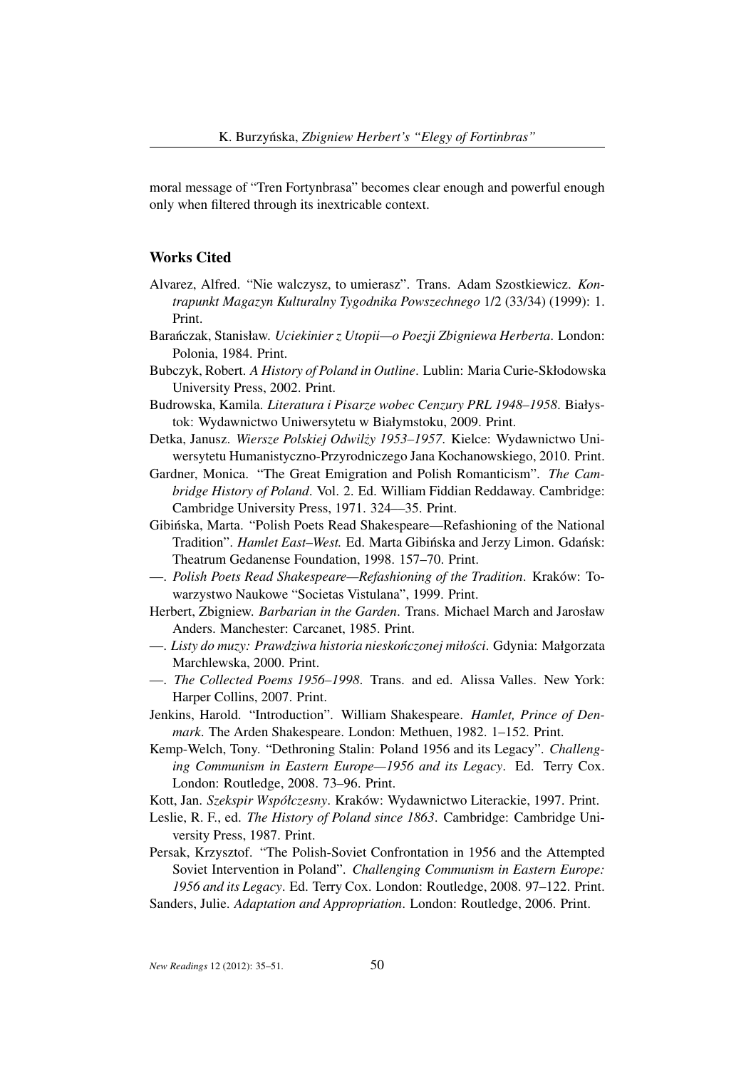moral message of "Tren Fortynbrasa" becomes clear enough and powerful enough only when filtered through its inextricable context.

## Works Cited

Alvarez, Alfred. "Nie walczysz, to umierasz". Trans. Adam Szostkiewicz. *Kontrapunkt Magazyn Kulturalny Tygodnika Powszechnego* 1/2 (33/34) (1999): 1. Print.

Barańczak, Stanisław. *Uciekinier z Utopii—o Poezji Zbigniewa Herberta*. London: Polonia, 1984. Print.

Bubczyk, Robert. *A History of Poland in Outline*. Lublin: Maria Curie-Skłodowska University Press, 2002. Print.

Budrowska, Kamila. *Literatura i Pisarze wobec Cenzury PRL 1948–1958*. Białystok: Wydawnictwo Uniwersytetu w Białymstoku, 2009. Print.

Detka, Janusz. *Wiersze Polskiej Odwilży 1953–1957*. Kielce: Wydawnictwo Uniwersytetu Humanistyczno-Przyrodniczego Jana Kochanowskiego, 2010. Print.

Gardner, Monica. "The Great Emigration and Polish Romanticism". *The Cambridge History of Poland*. Vol. 2. Ed. William Fiddian Reddaway. Cambridge: Cambridge University Press, 1971. 324—35. Print.

Gibińska, Marta. "Polish Poets Read Shakespeare—Refashioning of the National Tradition". *Hamlet East–West.* Ed. Marta Gibińska and Jerzy Limon. Gdańsk: Theatrum Gedanense Foundation, 1998. 157–70. Print.

—. *Polish Poets Read Shakespeare—Refashioning of the Tradition*. Kraków: Towarzystwo Naukowe "Societas Vistulana", 1999. Print.

Herbert, Zbigniew. *Barbarian in the Garden*. Trans. Michael March and Jarosław Anders. Manchester: Carcanet, 1985. Print.

—. *Listy do muzy: Prawdziwa historia nieskończonej miłości*. Gdynia: Małgorzata Marchlewska, 2000. Print.

—. *The Collected Poems 1956–1998*. Trans. and ed. Alissa Valles. New York: Harper Collins, 2007. Print.

Jenkins, Harold. "Introduction". William Shakespeare. *Hamlet, Prince of Denmark*. The Arden Shakespeare. London: Methuen, 1982. 1–152. Print.

Kemp-Welch, Tony. "Dethroning Stalin: Poland 1956 and its Legacy". *Challenging Communism in Eastern Europe—1956 and its Legacy*. Ed. Terry Cox. London: Routledge, 2008. 73–96. Print.

Kott, Jan. *Szekspir Współczesny*. Kraków: Wydawnictwo Literackie, 1997. Print.

Leslie, R. F., ed. *The History of Poland since 1863*. Cambridge: Cambridge University Press, 1987. Print.

Persak, Krzysztof. "The Polish-Soviet Confrontation in 1956 and the Attempted Soviet Intervention in Poland". *Challenging Communism in Eastern Europe: 1956 and its Legacy*. Ed. Terry Cox. London: Routledge, 2008. 97–122. Print.

Sanders, Julie. *Adaptation and Appropriation*. London: Routledge, 2006. Print.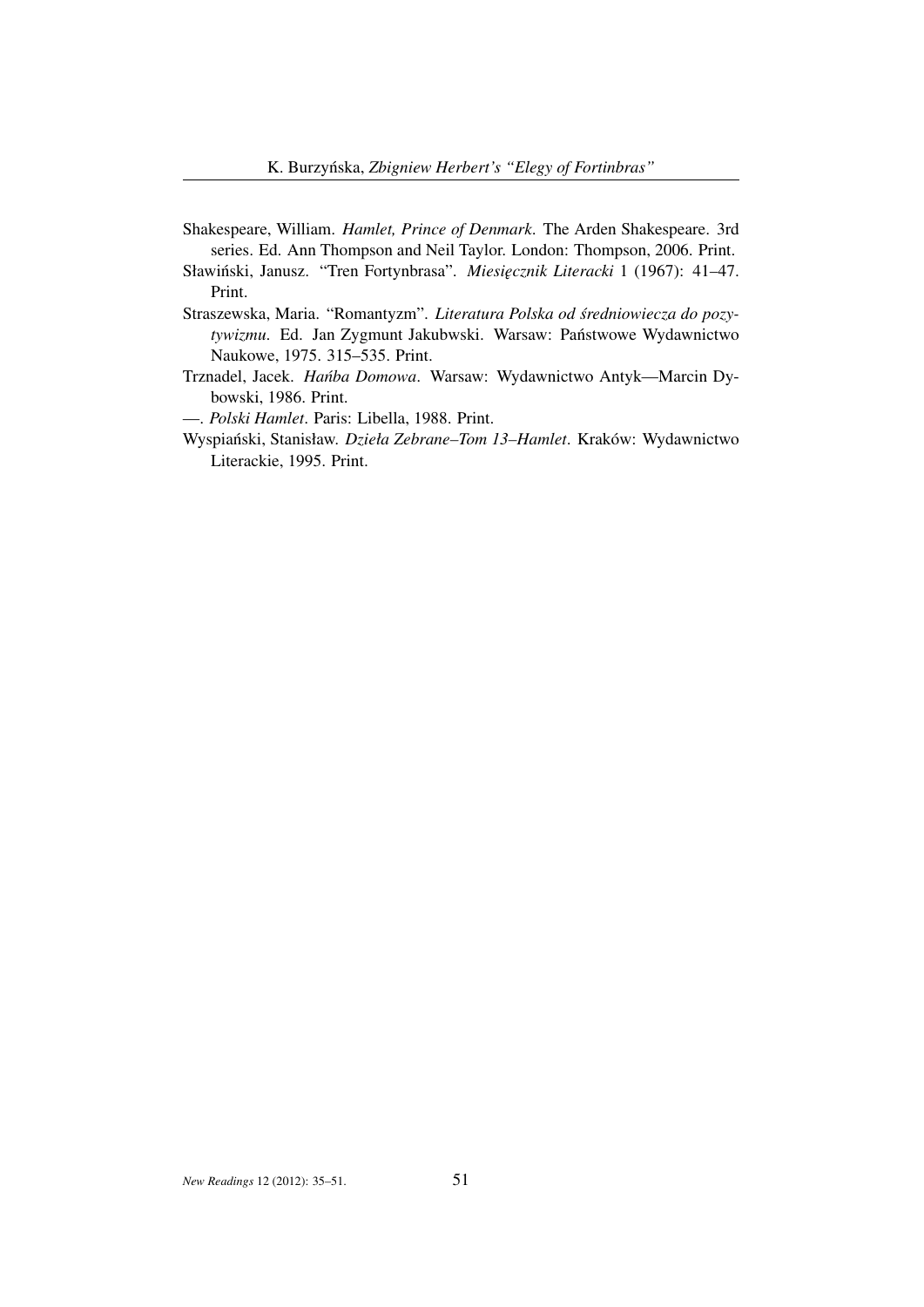Shakespeare, William. *Hamlet, Prince of Denmark*. The Arden Shakespeare. 3rd series. Ed. Ann Thompson and Neil Taylor. London: Thompson, 2006. Print.

Sławiński, Janusz. "Tren Fortynbrasa". *Miesięcznik Literacki* 1 (1967): 41–47. Print.

Straszewska, Maria. "Romantyzm". *Literatura Polska od średniowiecza do pozytywizmu*. Ed. Jan Zygmunt Jakubwski. Warsaw: Państwowe Wydawnictwo Naukowe, 1975. 315–535. Print.

Trznadel, Jacek. *Hańba Domowa*. Warsaw: Wydawnictwo Antyk—Marcin Dybowski, 1986. Print.

—. *Polski Hamlet*. Paris: Libella, 1988. Print.

Wyspiański, Stanisław. *Dzieła Zebrane–Tom 13–Hamlet*. Kraków: Wydawnictwo Literackie, 1995. Print.